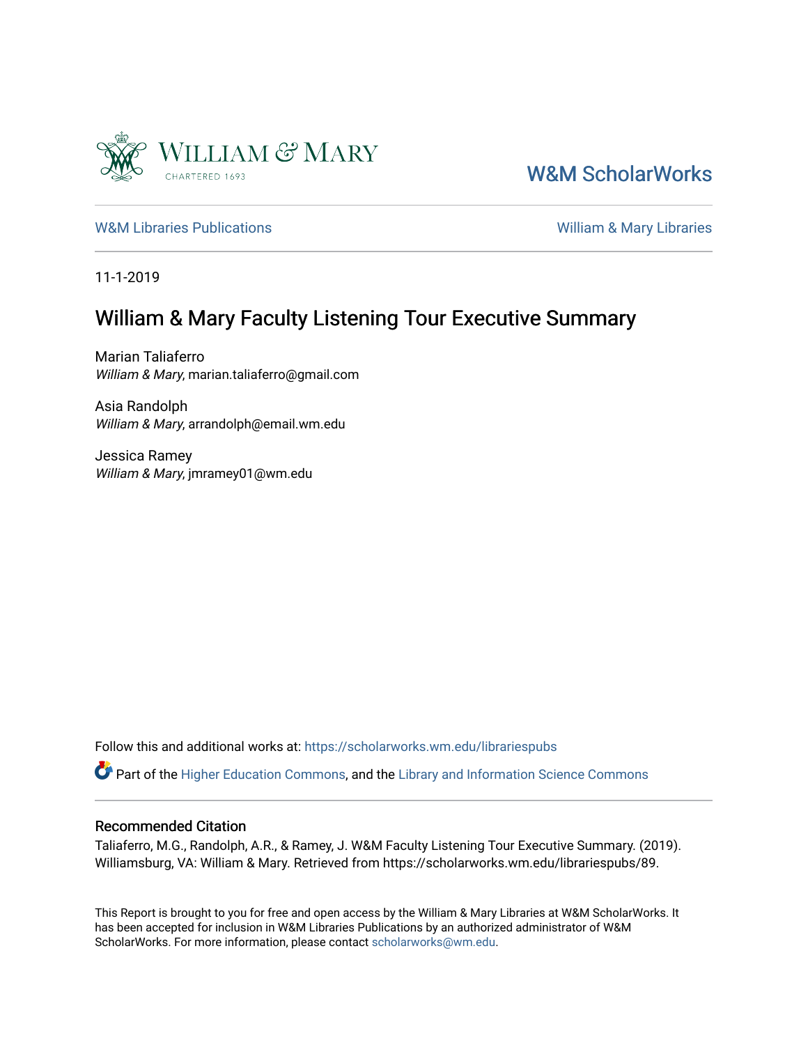William & Mary

W&M ScholarWorks

W&M Libraries Publications

William & Mary Libraries

11-1-2019

# William & Mary Faculty Listening Tour Executive Summary

Marian Taliaferro
*William & Mary*, marian.taliaferro@gmail.com

Asia Randolph
*William & Mary*, arrandolph@email.wm.edu

Jessica Ramey
*William & Mary*, jmramey01@wm.edu

Follow this and additional works at: https://scholarworks.wm.edu/librariespubs

Part of the Higher Education Commons, and the Library and Information Science Commons

## Recommended Citation

Taliaferro, M.G., Randolph, A.R., & Ramey, J. W&M Faculty Listening Tour Executive Summary. (2019). Williamsburg, VA: William & Mary. Retrieved from https://scholarworks.wm.edu/librariespubs/89.

This Report is brought to you for free and open access by the William & Mary Libraries at W&M ScholarWorks. It has been accepted for inclusion in W&M Libraries Publications by an authorized administrator of W&M ScholarWorks. For more information, please contact scholarworks@wm.edu.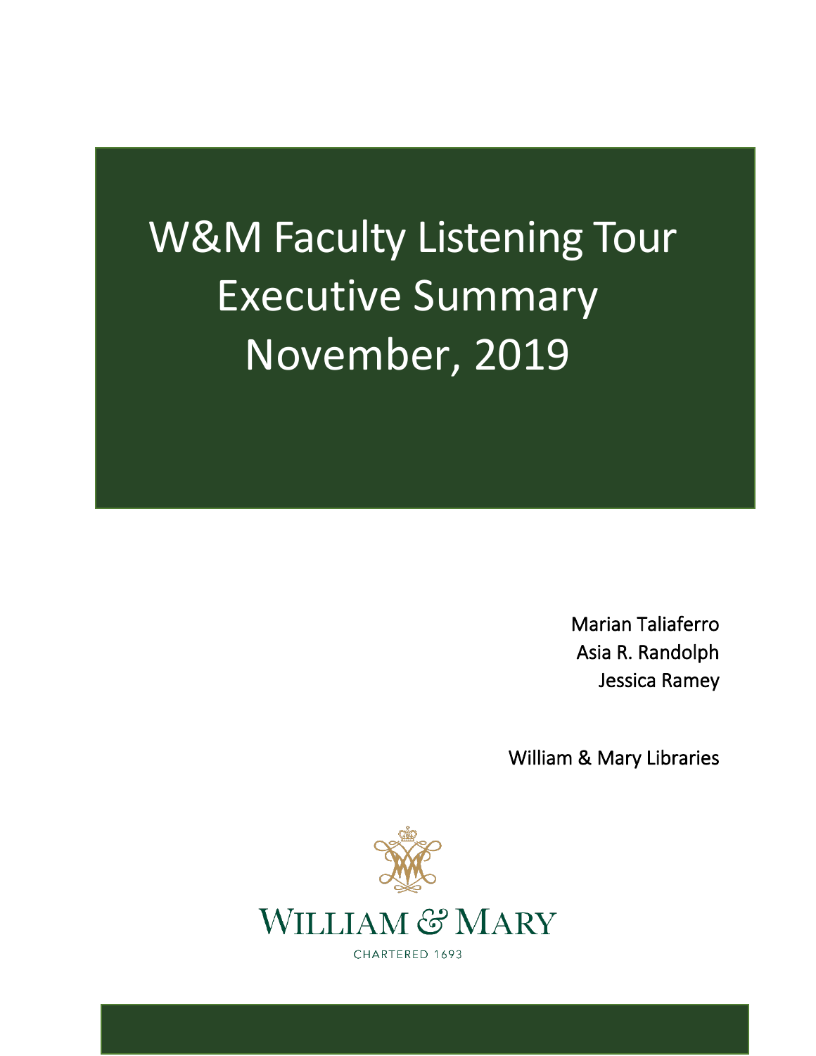# W&M Faculty Listening Tour Executive Summary November, 2019

Marian Taliaferro
Asia R. Randolph
Jessica Ramey

William & Mary Libraries

WILLIAM & MARY

CHARTERED 1693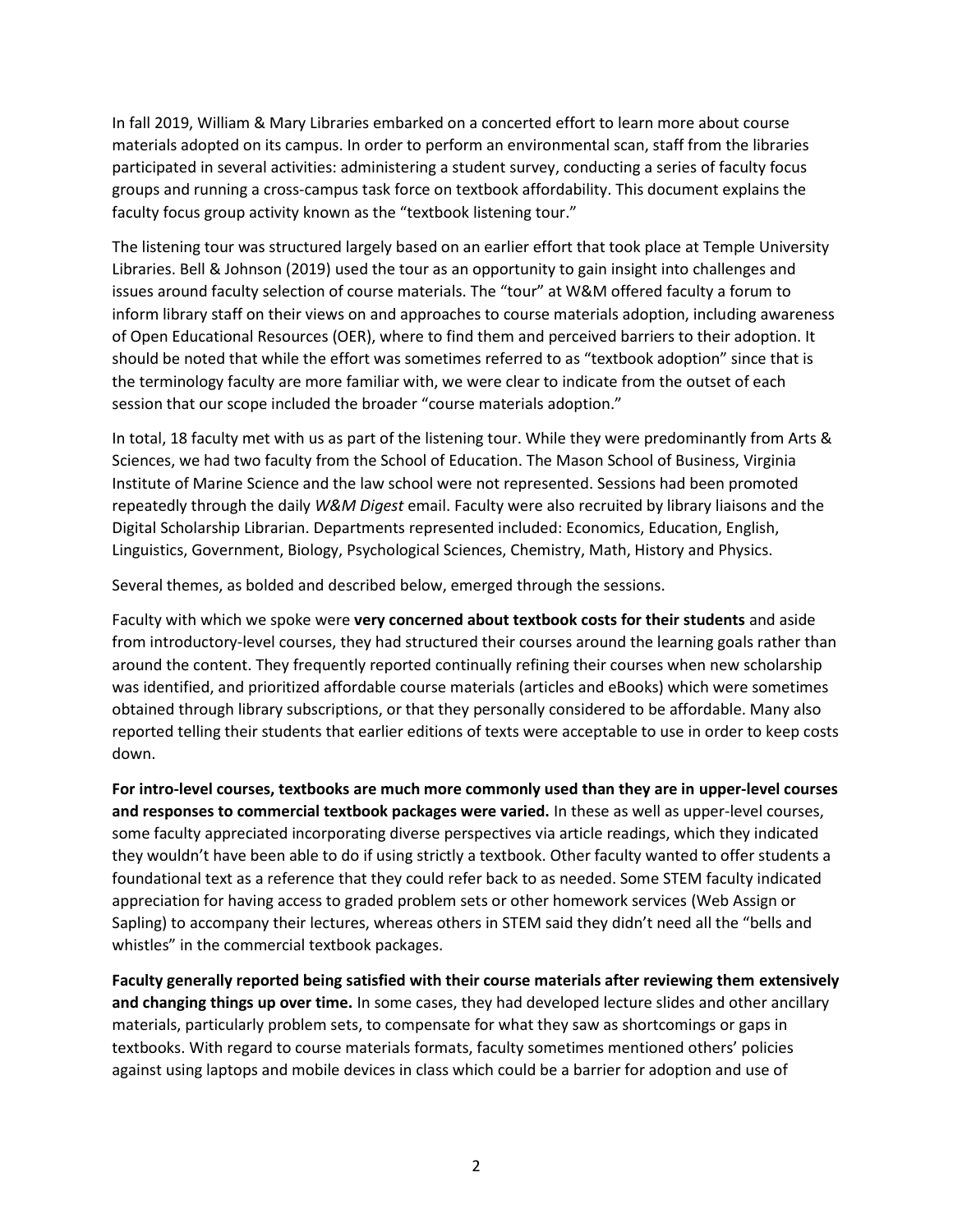In fall 2019, William & Mary Libraries embarked on a concerted effort to learn more about course materials adopted on its campus. In order to perform an environmental scan, staff from the libraries participated in several activities: administering a student survey, conducting a series of faculty focus groups and running a cross-campus task force on textbook affordability. This document explains the faculty focus group activity known as the "textbook listening tour."

The listening tour was structured largely based on an earlier effort that took place at Temple University Libraries. Bell & Johnson (2019) used the tour as an opportunity to gain insight into challenges and issues around faculty selection of course materials. The "tour" at W&M offered faculty a forum to inform library staff on their views on and approaches to course materials adoption, including awareness of Open Educational Resources (OER), where to find them and perceived barriers to their adoption. It should be noted that while the effort was sometimes referred to as "textbook adoption" since that is the terminology faculty are more familiar with, we were clear to indicate from the outset of each session that our scope included the broader "course materials adoption."

In total, 18 faculty met with us as part of the listening tour. While they were predominantly from Arts & Sciences, we had two faculty from the School of Education. The Mason School of Business, Virginia Institute of Marine Science and the law school were not represented. Sessions had been promoted repeatedly through the daily *W&M Digest* email. Faculty were also recruited by library liaisons and the Digital Scholarship Librarian. Departments represented included: Economics, Education, English, Linguistics, Government, Biology, Psychological Sciences, Chemistry, Math, History and Physics.

Several themes, as bolded and described below, emerged through the sessions.

Faculty with which we spoke were **very concerned about textbook costs for their students** and aside from introductory-level courses, they had structured their courses around the learning goals rather than around the content. They frequently reported continually refining their courses when new scholarship was identified, and prioritized affordable course materials (articles and eBooks) which were sometimes obtained through library subscriptions, or that they personally considered to be affordable. Many also reported telling their students that earlier editions of texts were acceptable to use in order to keep costs down.

**For intro-level courses, textbooks are much more commonly used than they are in upper-level courses and responses to commercial textbook packages were varied.** In these as well as upper-level courses, some faculty appreciated incorporating diverse perspectives via article readings, which they indicated they wouldn't have been able to do if using strictly a textbook. Other faculty wanted to offer students a foundational text as a reference that they could refer back to as needed. Some STEM faculty indicated appreciation for having access to graded problem sets or other homework services (Web Assign or Sapling) to accompany their lectures, whereas others in STEM said they didn't need all the "bells and whistles" in the commercial textbook packages.

**Faculty generally reported being satisfied with their course materials after reviewing them extensively and changing things up over time.** In some cases, they had developed lecture slides and other ancillary materials, particularly problem sets, to compensate for what they saw as shortcomings or gaps in textbooks. With regard to course materials formats, faculty sometimes mentioned others' policies against using laptops and mobile devices in class which could be a barrier for adoption and use of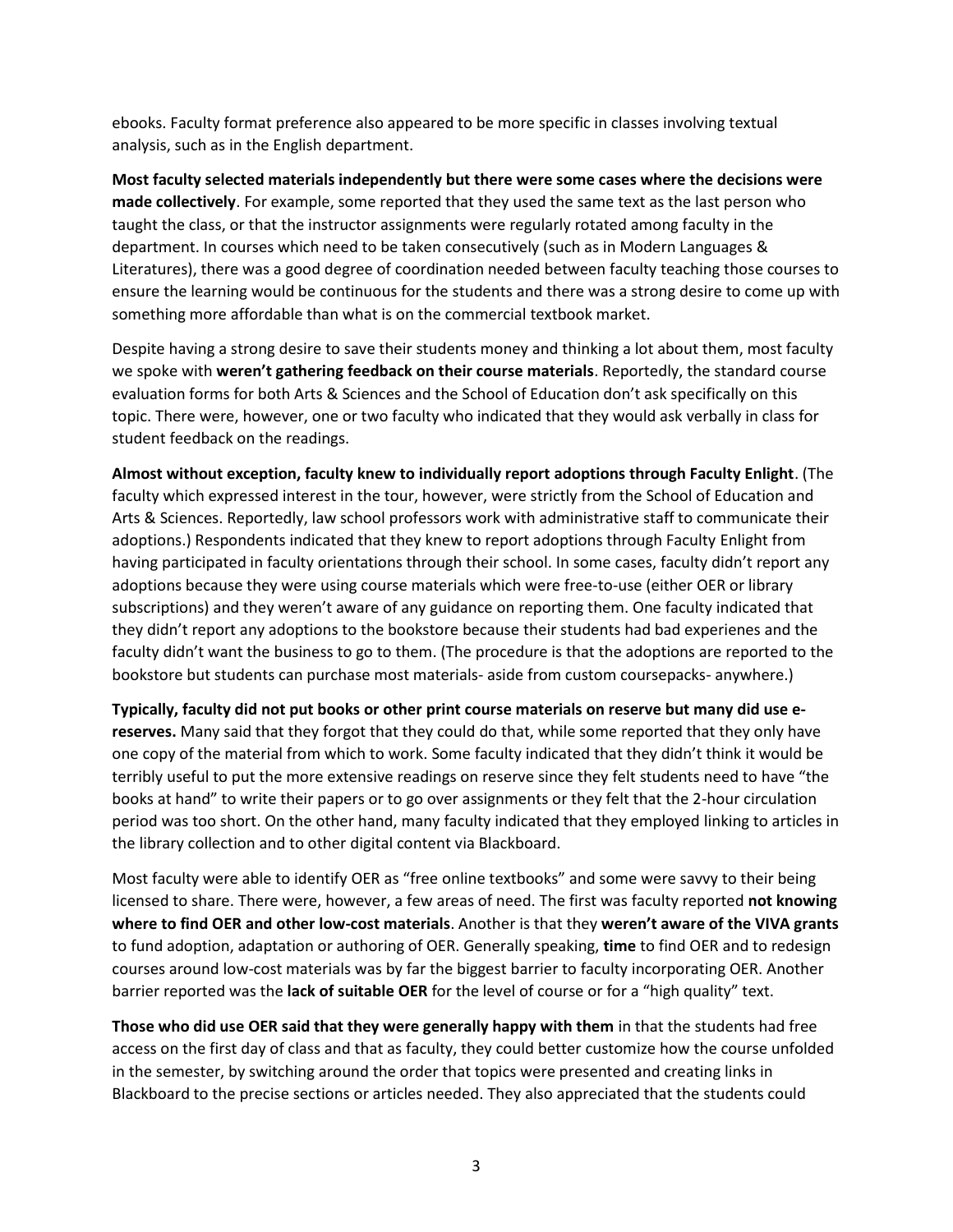ebooks. Faculty format preference also appeared to be more specific in classes involving textual analysis, such as in the English department.

**Most faculty selected materials independently but there were some cases where the decisions were made collectively**. For example, some reported that they used the same text as the last person who taught the class, or that the instructor assignments were regularly rotated among faculty in the department. In courses which need to be taken consecutively (such as in Modern Languages & Literatures), there was a good degree of coordination needed between faculty teaching those courses to ensure the learning would be continuous for the students and there was a strong desire to come up with something more affordable than what is on the commercial textbook market.

Despite having a strong desire to save their students money and thinking a lot about them, most faculty we spoke with **weren't gathering feedback on their course materials**. Reportedly, the standard course evaluation forms for both Arts & Sciences and the School of Education don't ask specifically on this topic. There were, however, one or two faculty who indicated that they would ask verbally in class for student feedback on the readings.

**Almost without exception, faculty knew to individually report adoptions through Faculty Enlight**. (The faculty which expressed interest in the tour, however, were strictly from the School of Education and Arts & Sciences. Reportedly, law school professors work with administrative staff to communicate their adoptions.) Respondents indicated that they knew to report adoptions through Faculty Enlight from having participated in faculty orientations through their school. In some cases, faculty didn't report any adoptions because they were using course materials which were free-to-use (either OER or library subscriptions) and they weren't aware of any guidance on reporting them. One faculty indicated that they didn't report any adoptions to the bookstore because their students had bad experienes and the faculty didn't want the business to go to them. (The procedure is that the adoptions are reported to the bookstore but students can purchase most materials- aside from custom coursepacks- anywhere.)

**Typically, faculty did not put books or other print course materials on reserve but many did use e-reserves.** Many said that they forgot that they could do that, while some reported that they only have one copy of the material from which to work. Some faculty indicated that they didn't think it would be terribly useful to put the more extensive readings on reserve since they felt students need to have "the books at hand" to write their papers or to go over assignments or they felt that the 2-hour circulation period was too short. On the other hand, many faculty indicated that they employed linking to articles in the library collection and to other digital content via Blackboard.

Most faculty were able to identify OER as "free online textbooks" and some were savvy to their being licensed to share. There were, however, a few areas of need. The first was faculty reported **not knowing where to find OER and other low-cost materials**. Another is that they **weren't aware of the VIVA grants** to fund adoption, adaptation or authoring of OER. Generally speaking, **time** to find OER and to redesign courses around low-cost materials was by far the biggest barrier to faculty incorporating OER. Another barrier reported was the **lack of suitable OER** for the level of course or for a "high quality" text.

**Those who did use OER said that they were generally happy with them** in that the students had free access on the first day of class and that as faculty, they could better customize how the course unfolded in the semester, by switching around the order that topics were presented and creating links in Blackboard to the precise sections or articles needed. They also appreciated that the students could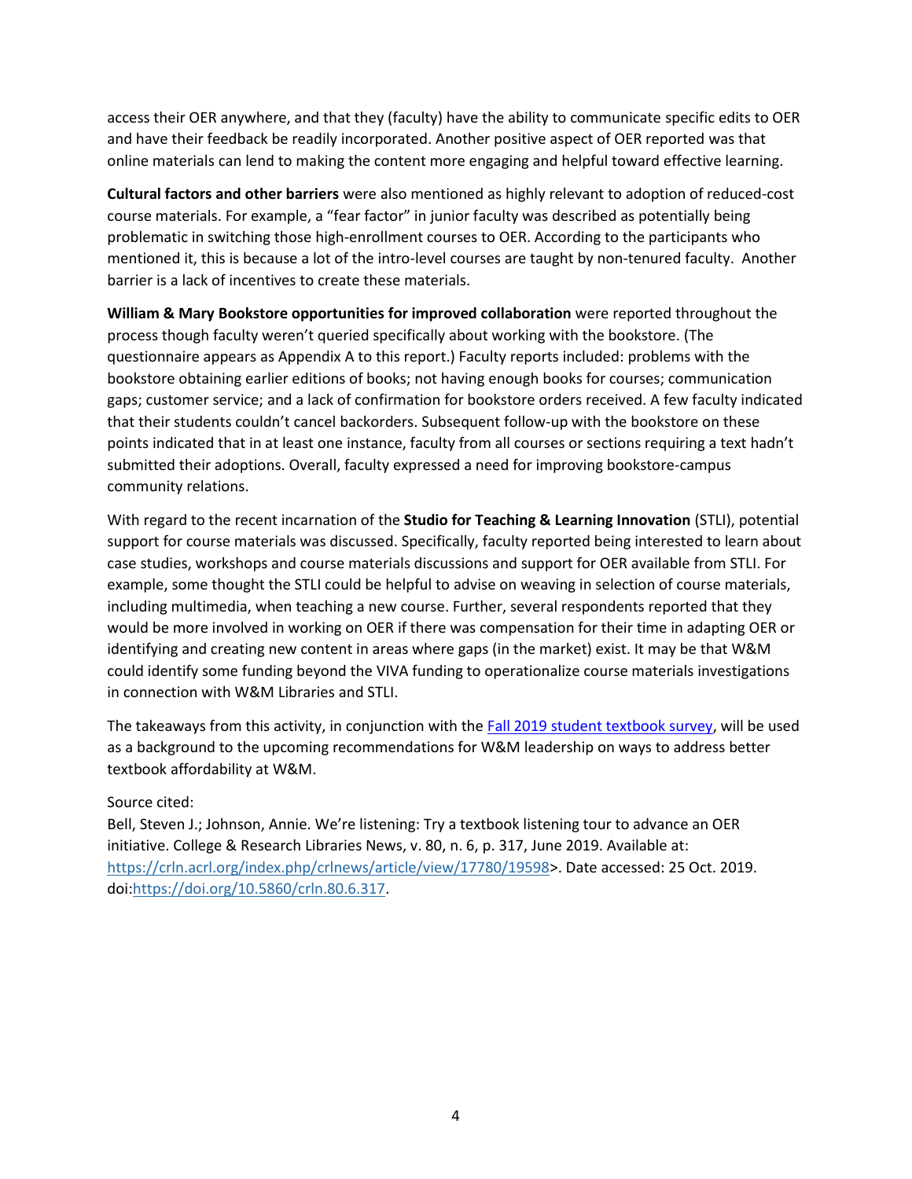access their OER anywhere, and that they (faculty) have the ability to communicate specific edits to OER and have their feedback be readily incorporated. Another positive aspect of OER reported was that online materials can lend to making the content more engaging and helpful toward effective learning.

**Cultural factors and other barriers** were also mentioned as highly relevant to adoption of reduced-cost course materials. For example, a "fear factor" in junior faculty was described as potentially being problematic in switching those high-enrollment courses to OER. According to the participants who mentioned it, this is because a lot of the intro-level courses are taught by non-tenured faculty. Another barrier is a lack of incentives to create these materials.

**William & Mary Bookstore opportunities for improved collaboration** were reported throughout the process though faculty weren't queried specifically about working with the bookstore. (The questionnaire appears as Appendix A to this report.) Faculty reports included: problems with the bookstore obtaining earlier editions of books; not having enough books for courses; communication gaps; customer service; and a lack of confirmation for bookstore orders received. A few faculty indicated that their students couldn't cancel backorders. Subsequent follow-up with the bookstore on these points indicated that in at least one instance, faculty from all courses or sections requiring a text hadn't submitted their adoptions. Overall, faculty expressed a need for improving bookstore-campus community relations.

With regard to the recent incarnation of the **Studio for Teaching & Learning Innovation** (STLI), potential support for course materials was discussed. Specifically, faculty reported being interested to learn about case studies, workshops and course materials discussions and support for OER available from STLI. For example, some thought the STLI could be helpful to advise on weaving in selection of course materials, including multimedia, when teaching a new course. Further, several respondents reported that they would be more involved in working on OER if there was compensation for their time in adapting OER or identifying and creating new content in areas where gaps (in the market) exist. It may be that W&M could identify some funding beyond the VIVA funding to operationalize course materials investigations in connection with W&M Libraries and STLI.

The takeaways from this activity, in conjunction with the [Fall 2019 student textbook survey], will be used as a background to the upcoming recommendations for W&M leadership on ways to address better textbook affordability at W&M.

Source cited:
Bell, Steven J.; Johnson, Annie. We're listening: Try a textbook listening tour to advance an OER initiative. College & Research Libraries News, v. 80, n. 6, p. 317, June 2019. Available at: https://crln.acrl.org/index.php/crlnews/article/view/17780/19598>. Date accessed: 25 Oct. 2019. doi:https://doi.org/10.5860/crln.80.6.317.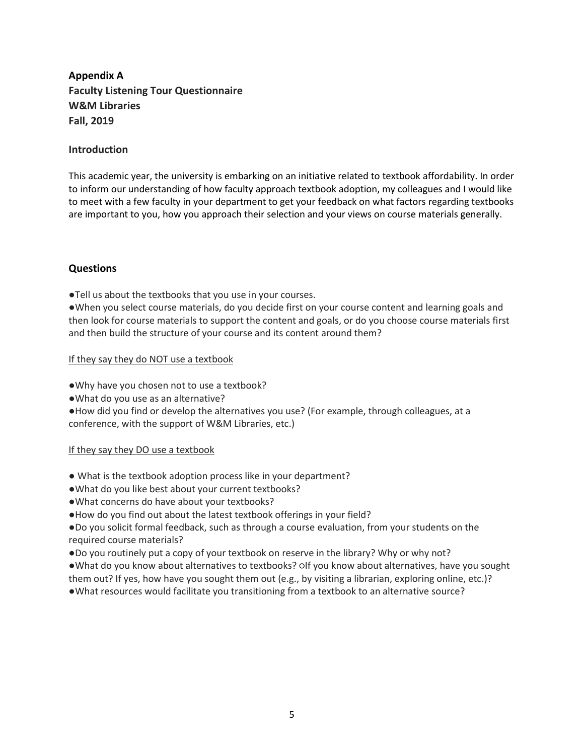**Appendix A**
**Faculty Listening Tour Questionnaire**
**W&M Libraries**
**Fall, 2019**

## Introduction

This academic year, the university is embarking on an initiative related to textbook affordability. In order to inform our understanding of how faculty approach textbook adoption, my colleagues and I would like to meet with a few faculty in your department to get your feedback on what factors regarding textbooks are important to you, how you approach their selection and your views on course materials generally.

## Questions

- Tell us about the textbooks that you use in your courses.
- When you select course materials, do you decide first on your course content and learning goals and then look for course materials to support the content and goals, or do you choose course materials first and then build the structure of your course and its content around them?

<u>If they say they do NOT use a textbook</u>

- Why have you chosen not to use a textbook?
- What do you use as an alternative?
- How did you find or develop the alternatives you use? (For example, through colleagues, at a conference, with the support of W&M Libraries, etc.)

<u>If they say they DO use a textbook</u>

- What is the textbook adoption process like in your department?
- What do you like best about your current textbooks?
- What concerns do have about your textbooks?
- How do you find out about the latest textbook offerings in your field?
- Do you solicit formal feedback, such as through a course evaluation, from your students on the required course materials?
- Do you routinely put a copy of your textbook on reserve in the library? Why or why not?
- What do you know about alternatives to textbooks? ○If you know about alternatives, have you sought them out? If yes, how have you sought them out (e.g., by visiting a librarian, exploring online, etc.)?
- What resources would facilitate you transitioning from a textbook to an alternative source?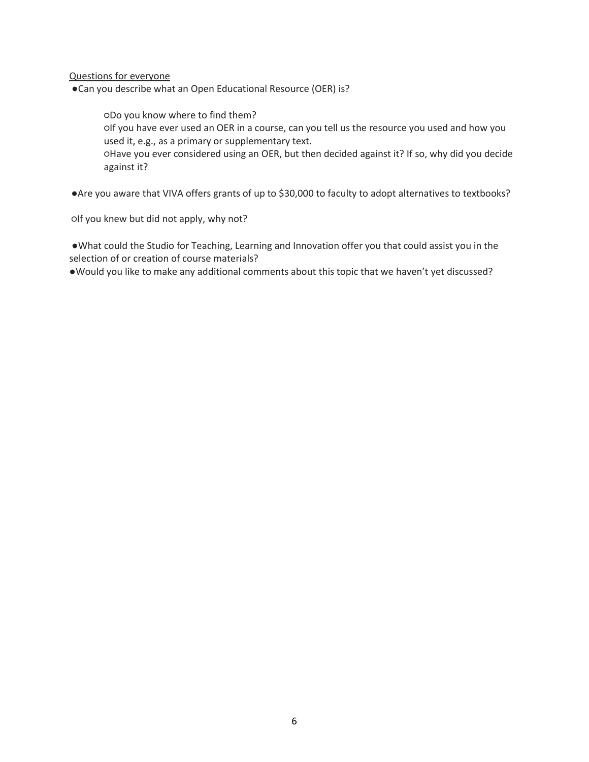<u>Questions for everyone</u>

- Can you describe what an Open Educational Resource (OER) is?
    - Do you know where to find them?
    - If you have ever used an OER in a course, can you tell us the resource you used and how you used it, e.g., as a primary or supplementary text.
    - Have you ever considered using an OER, but then decided against it? If so, why did you decide against it?
- Are you aware that VIVA offers grants of up to $30,000 to faculty to adopt alternatives to textbooks?
    - If you knew but did not apply, why not?
- What could the Studio for Teaching, Learning and Innovation offer you that could assist you in the selection of or creation of course materials?
- Would you like to make any additional comments about this topic that we haven't yet discussed?